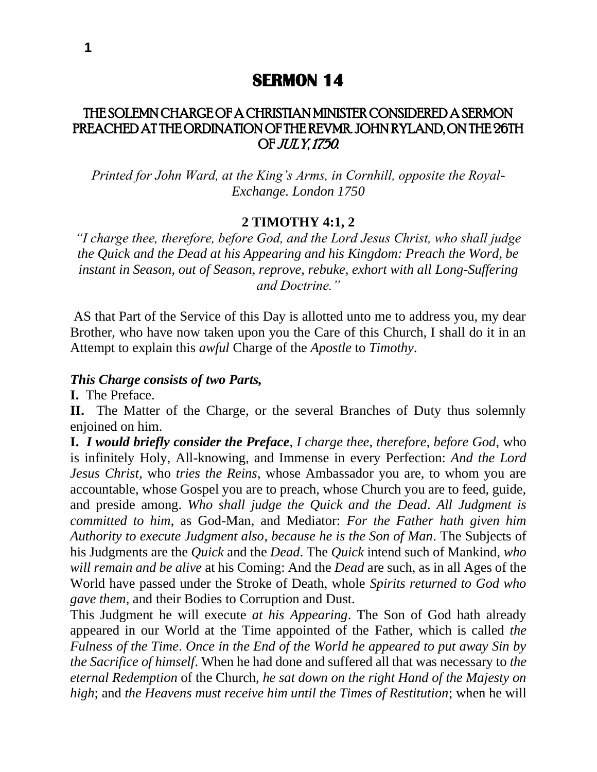# SERMON 14

## THE SOLEMN CHARGE OF A CHRISTIAN MINISTER CONSIDERED A SERMON PREACHED AT THE ORDINATION OF THE REVMR. JOHN RYLAND, ON THE 26TH OF *JULY, 1750.*

*Printed for John Ward, at the King's Arms, in Cornhill, opposite the Royal-Exchange. London 1750*

**2 TIMOTHY 4:1, 2**

*"I charge thee, therefore, before God, and the Lord Jesus Christ, who shall judge the Quick and the Dead at his Appearing and his Kingdom: Preach the Word, be instant in Season, out of Season, reprove, rebuke, exhort with all Long-Suffering and Doctrine."*

AS that Part of the Service of this Day is allotted unto me to address you, my dear Brother, who have now taken upon you the Care of this Church, I shall do it in an Attempt to explain this *awful* Charge of the *Apostle* to *Timothy*.

***This Charge consists of two Parts,***

**I.** The Preface.

**II.** The Matter of the Charge, or the several Branches of Duty thus solemnly enjoined on him.

**I.** ***I would briefly consider the Preface***, *I charge thee*, *therefore*, *before God*, who is infinitely Holy, All-knowing, and Immense in every Perfection: *And the Lord Jesus Christ*, who *tries the Reins*, whose Ambassador you are, to whom you are accountable, whose Gospel you are to preach, whose Church you are to feed, guide, and preside among. *Who shall judge the Quick and the Dead*. *All Judgment is committed to him*, as God-Man, and Mediator: *For the Father hath given him Authority to execute Judgment also, because he is the Son of Man*. The Subjects of his Judgments are the *Quick* and the *Dead*. The *Quick* intend such of Mankind, *who will remain and be alive* at his Coming: And the *Dead* are such, as in all Ages of the World have passed under the Stroke of Death, whole *Spirits returned to God who gave them*, and their Bodies to Corruption and Dust.

This Judgment he will execute *at his Appearing*. The Son of God hath already appeared in our World at the Time appointed of the Father, which is called *the Fulness of the Time*. *Once in the End of the World he appeared to put away Sin by the Sacrifice of himself*. When he had done and suffered all that was necessary to *the eternal Redemption* of the Church, *he sat down on the right Hand of the Majesty on high*; and *the Heavens must receive him until the Times of Restitution*; when he will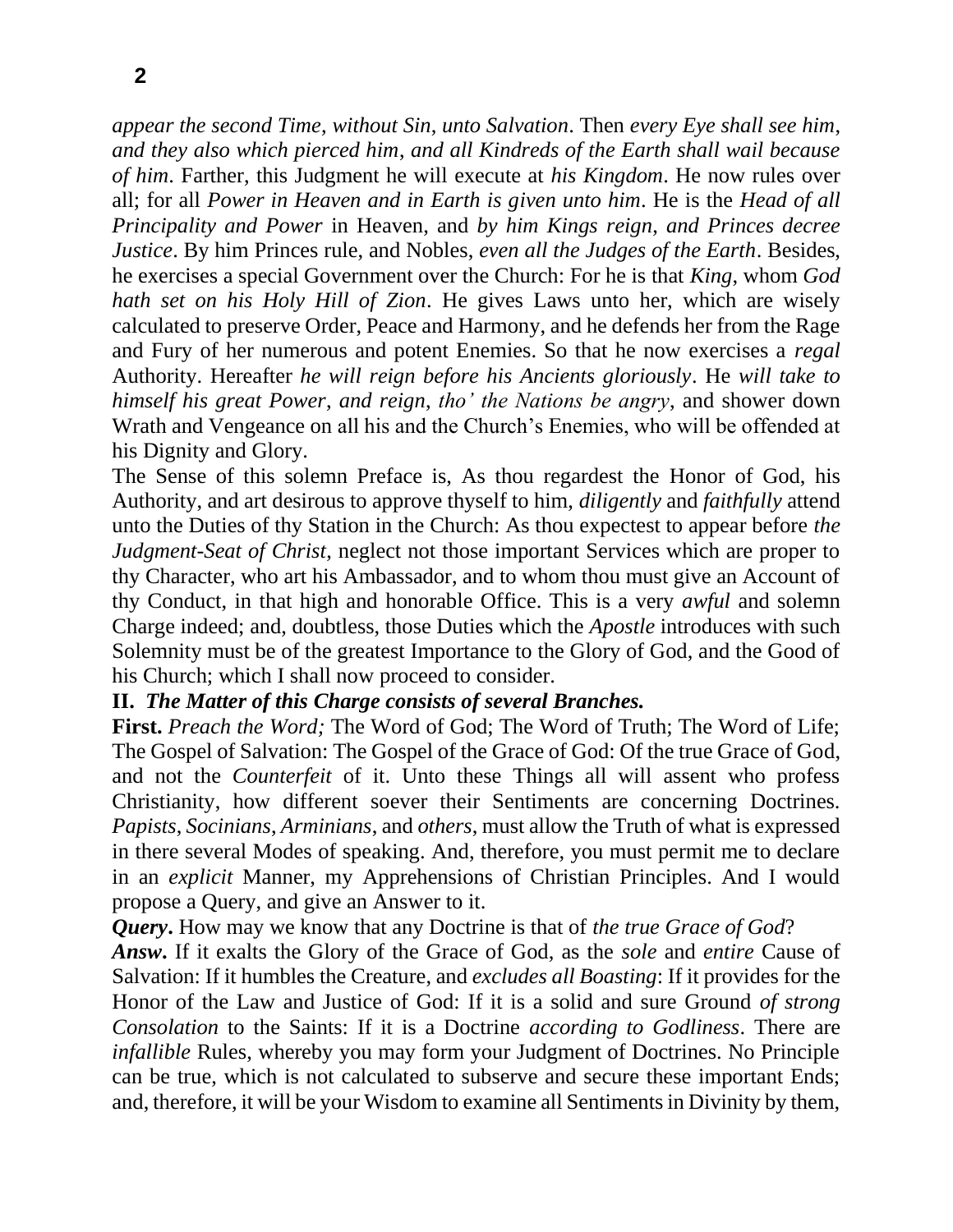*appear the second Time*, *without Sin*, *unto Salvation*. Then *every Eye shall see him, and they also which pierced him, and all Kindreds of the Earth shall wail because of him*. Farther, this Judgment he will execute at *his Kingdom*. He now rules over all; for all *Power in Heaven and in Earth is given unto him*. He is the *Head of all Principality and Power* in Heaven, and *by him Kings reign, and Princes decree Justice*. By him Princes rule, and Nobles, *even all the Judges of the Earth*. Besides, he exercises a special Government over the Church: For he is that *King*, whom *God hath set on his Holy Hill of Zion*. He gives Laws unto her, which are wisely calculated to preserve Order, Peace and Harmony, and he defends her from the Rage and Fury of her numerous and potent Enemies. So that he now exercises a *regal* Authority. Hereafter *he will reign before his Ancients gloriously*. He *will take to himself his great Power, and reign, tho' the Nations be angry*, and shower down Wrath and Vengeance on all his and the Church's Enemies, who will be offended at his Dignity and Glory.

The Sense of this solemn Preface is, As thou regardest the Honor of God, his Authority, and art desirous to approve thyself to him, *diligently* and *faithfully* attend unto the Duties of thy Station in the Church: As thou expectest to appear before *the Judgment-Seat of Christ*, neglect not those important Services which are proper to thy Character, who art his Ambassador, and to whom thou must give an Account of thy Conduct, in that high and honorable Office. This is a very *awful* and solemn Charge indeed; and, doubtless, those Duties which the *Apostle* introduces with such Solemnity must be of the greatest Importance to the Glory of God, and the Good of his Church; which I shall now proceed to consider.

**II.** ***The Matter of this Charge consists of several Branches.***

**First.** *Preach the Word;* The Word of God; The Word of Truth; The Word of Life; The Gospel of Salvation: The Gospel of the Grace of God: Of the true Grace of God, and not the *Counterfeit* of it. Unto these Things all will assent who profess Christianity, how different soever their Sentiments are concerning Doctrines. *Papists*, *Socinians*, *Arminians*, and *others*, must allow the Truth of what is expressed in there several Modes of speaking. And, therefore, you must permit me to declare in an *explicit* Manner, my Apprehensions of Christian Principles. And I would propose a Query, and give an Answer to it.

***Query*.** How may we know that any Doctrine is that of *the true Grace of God*?

***Answ*.** If it exalts the Glory of the Grace of God, as the *sole* and *entire* Cause of Salvation: If it humbles the Creature, and *excludes all Boasting*: If it provides for the Honor of the Law and Justice of God: If it is a solid and sure Ground *of strong Consolation* to the Saints: If it is a Doctrine *according to Godliness*. There are *infallible* Rules, whereby you may form your Judgment of Doctrines. No Principle can be true, which is not calculated to subserve and secure these important Ends; and, therefore, it will be your Wisdom to examine all Sentiments in Divinity by them,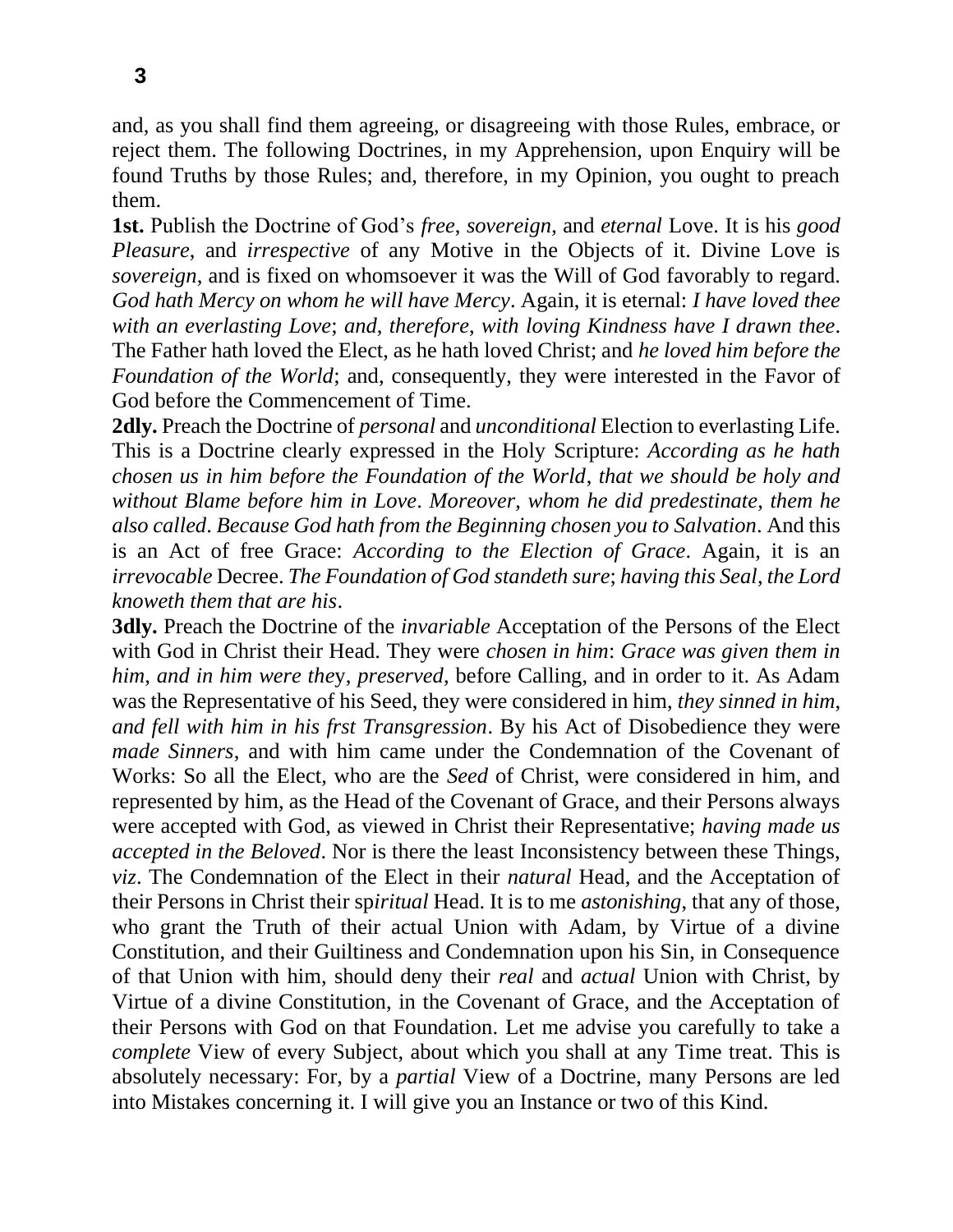and, as you shall find them agreeing, or disagreeing with those Rules, embrace, or reject them. The following Doctrines, in my Apprehension, upon Enquiry will be found Truths by those Rules; and, therefore, in my Opinion, you ought to preach them.

**1st.** Publish the Doctrine of God's *free*, *sovereign*, and *eternal* Love. It is his *good Pleasure*, and *irrespective* of any Motive in the Objects of it. Divine Love is *sovereign*, and is fixed on whomsoever it was the Will of God favorably to regard. *God hath Mercy on whom he will have Mercy*. Again, it is eternal: *I have loved thee with an everlasting Love*; *and*, *therefore*, *with loving Kindness have I drawn thee*. The Father hath loved the Elect, as he hath loved Christ; and *he loved him before the Foundation of the World*; and, consequently, they were interested in the Favor of God before the Commencement of Time.

**2dly.** Preach the Doctrine of *personal* and *unconditional* Election to everlasting Life. This is a Doctrine clearly expressed in the Holy Scripture: *According as he hath chosen us in him before the Foundation of the World*, *that we should be holy and without Blame before him in Love*. *Moreover, whom he did predestinate*, *them he also called*. *Because God hath from the Beginning chosen you to Salvation*. And this is an Act of free Grace: *According to the Election of Grace*. Again, it is an *irrevocable* Decree. *The Foundation of God standeth sure*; *having this Seal*, *the Lord knoweth them that are his*.

**3dly.** Preach the Doctrine of the *invariable* Acceptation of the Persons of the Elect with God in Christ their Head. They were *chosen in him*: *Grace was given them in him*, *and in him were they*, *preserved*, before Calling, and in order to it. As Adam was the Representative of his Seed, they were considered in him, *they sinned in him*, *and fell with him in his frst Transgression*. By his Act of Disobedience they were *made Sinners*, and with him came under the Condemnation of the Covenant of Works: So all the Elect, who are the *Seed* of Christ, were considered in him, and represented by him, as the Head of the Covenant of Grace, and their Persons always were accepted with God, as viewed in Christ their Representative; *having made us accepted in the Beloved*. Nor is there the least Inconsistency between these Things, *viz*. The Condemnation of the Elect in their *natural* Head, and the Acceptation of their Persons in Christ their sp*iritual* Head. It is to me *astonishing*, that any of those, who grant the Truth of their actual Union with Adam, by Virtue of a divine Constitution, and their Guiltiness and Condemnation upon his Sin, in Consequence of that Union with him, should deny their *real* and *actual* Union with Christ, by Virtue of a divine Constitution, in the Covenant of Grace, and the Acceptation of their Persons with God on that Foundation. Let me advise you carefully to take a *complete* View of every Subject, about which you shall at any Time treat. This is absolutely necessary: For, by a *partial* View of a Doctrine, many Persons are led into Mistakes concerning it. I will give you an Instance or two of this Kind.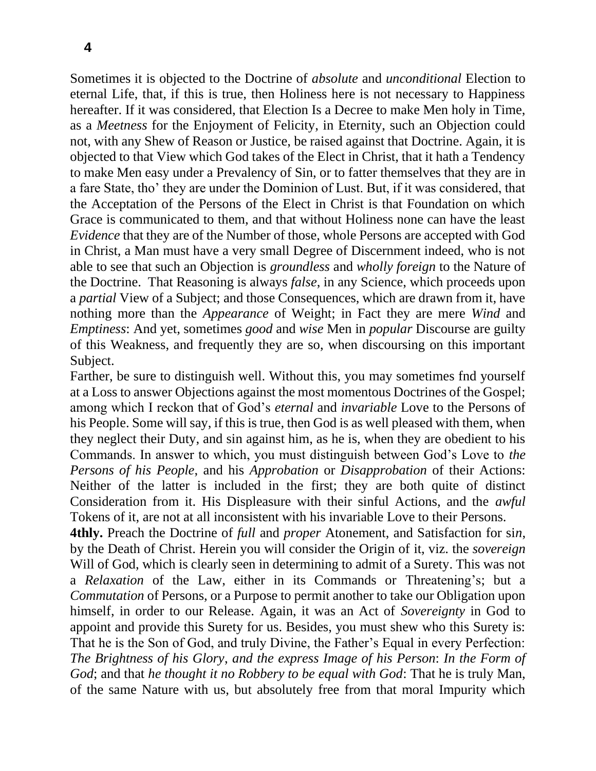Sometimes it is objected to the Doctrine of *absolute* and *unconditional* Election to eternal Life, that, if this is true, then Holiness here is not necessary to Happiness hereafter. If it was considered, that Election Is a Decree to make Men holy in Time, as a *Meetness* for the Enjoyment of Felicity, in Eternity, such an Objection could not, with any Shew of Reason or Justice, be raised against that Doctrine. Again, it is objected to that View which God takes of the Elect in Christ, that it hath a Tendency to make Men easy under a Prevalency of Sin, or to fatter themselves that they are in a fare State, tho' they are under the Dominion of Lust. But, if it was considered, that the Acceptation of the Persons of the Elect in Christ is that Foundation on which Grace is communicated to them, and that without Holiness none can have the least *Evidence* that they are of the Number of those, whole Persons are accepted with God in Christ, a Man must have a very small Degree of Discernment indeed, who is not able to see that such an Objection is *groundless* and *wholly foreign* to the Nature of the Doctrine. That Reasoning is always *false*, in any Science, which proceeds upon a *partial* View of a Subject; and those Consequences, which are drawn from it, have nothing more than the *Appearance* of Weight; in Fact they are mere *Wind* and *Emptiness*: And yet, sometimes *good* and *wise* Men in *popular* Discourse are guilty of this Weakness, and frequently they are so, when discoursing on this important Subject.

Farther, be sure to distinguish well. Without this, you may sometimes fnd yourself at a Loss to answer Objections against the most momentous Doctrines of the Gospel; among which I reckon that of God's *eternal* and *invariable* Love to the Persons of his People. Some will say, if this is true, then God is as well pleased with them, when they neglect their Duty, and sin against him, as he is, when they are obedient to his Commands. In answer to which, you must distinguish between God's Love to *the Persons of his People*, and his *Approbation* or *Disapprobation* of their Actions: Neither of the latter is included in the first; they are both quite of distinct Consideration from it. His Displeasure with their sinful Actions, and the *awful* Tokens of it, are not at all inconsistent with his invariable Love to their Persons.

**4thly.** Preach the Doctrine of *full* and *proper* Atonement, and Satisfaction for si*n*, by the Death of Christ. Herein you will consider the Origin of it, viz. the *sovereign* Will of God, which is clearly seen in determining to admit of a Surety. This was not a *Relaxation* of the Law, either in its Commands or Threatening's; but a *Commutation* of Persons, or a Purpose to permit another to take our Obligation upon himself, in order to our Release. Again, it was an Act of *Sovereignty* in God to appoint and provide this Surety for us. Besides, you must shew who this Surety is: That he is the Son of God, and truly Divine, the Father's Equal in every Perfection: *The Brightness of his Glory*, *and the express Image of his Person*: *In the Form of God*; and that *he thought it no Robbery to be equal with God*: That he is truly Man, of the same Nature with us, but absolutely free from that moral Impurity which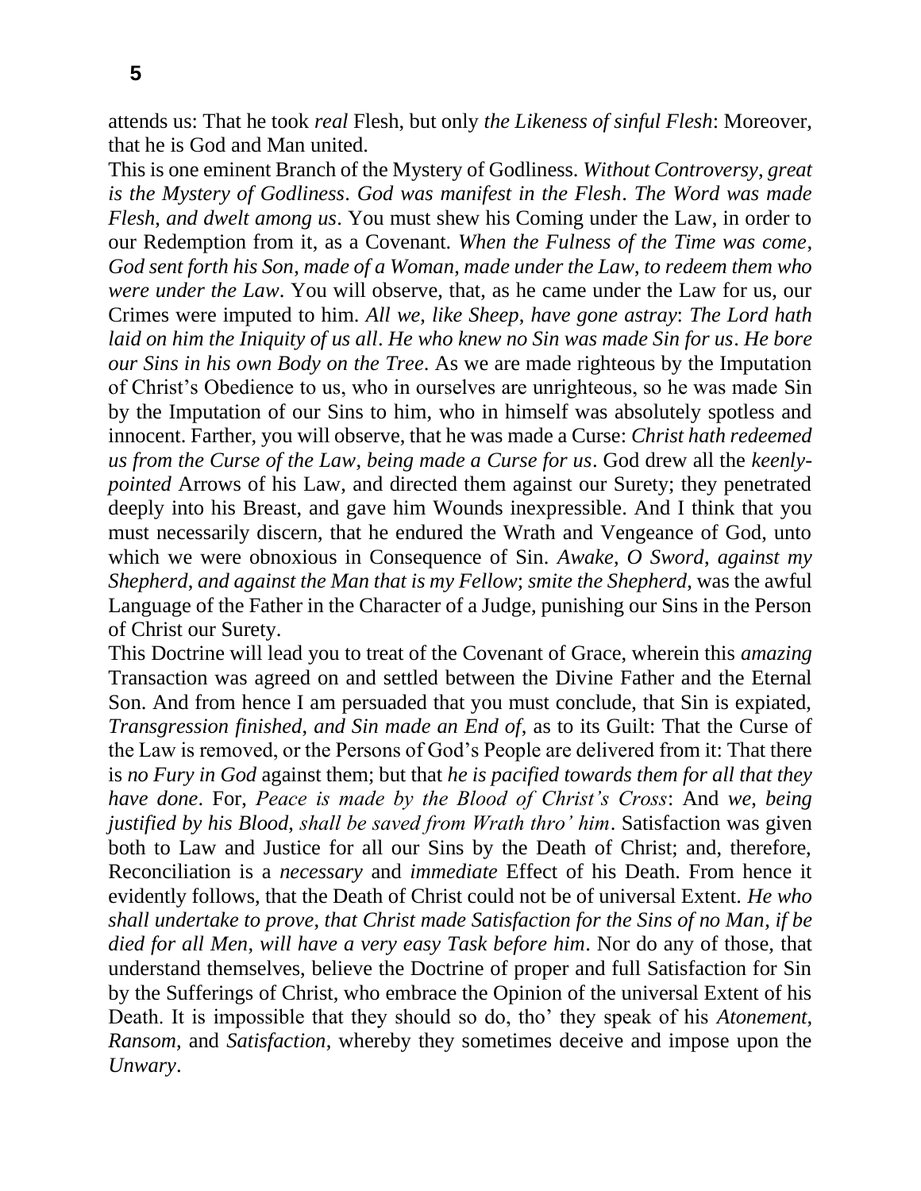attends us: That he took *real* Flesh, but only *the Likeness of sinful Flesh*: Moreover, that he is God and Man united.

This is one eminent Branch of the Mystery of Godliness. *Without Controversy*, *great is the Mystery of Godliness*. *God was manifest in the Flesh*. *The Word was made Flesh*, *and dwelt among us*. You must shew his Coming under the Law, in order to our Redemption from it, as a Covenant. *When the Fulness of the Time was come*, *God sent forth his Son*, *made of a Woman*, *made under the Law*, *to redeem them who were under the Law*. You will observe, that, as he came under the Law for us, our Crimes were imputed to him. *All we*, *like Sheep*, *have gone astray*: *The Lord hath laid on him the Iniquity of us all*. *He who knew no Sin was made Sin for us*. *He bore our Sins in his own Body on the Tree*. As we are made righteous by the Imputation of Christ's Obedience to us, who in ourselves are unrighteous, so he was made Sin by the Imputation of our Sins to him, who in himself was absolutely spotless and innocent. Farther, you will observe, that he was made a Curse: *Christ hath redeemed us from the Curse of the Law*, *being made a Curse for us*. God drew all the *keenly-pointed* Arrows of his Law, and directed them against our Surety; they penetrated deeply into his Breast, and gave him Wounds inexpressible. And I think that you must necessarily discern, that he endured the Wrath and Vengeance of God, unto which we were obnoxious in Consequence of Sin. *Awake*, *O Sword*, *against my Shepherd*, *and against the Man that is my Fellow*; *smite the Shepherd*, was the awful Language of the Father in the Character of a Judge, punishing our Sins in the Person of Christ our Surety.

This Doctrine will lead you to treat of the Covenant of Grace, wherein this *amazing* Transaction was agreed on and settled between the Divine Father and the Eternal Son. And from hence I am persuaded that you must conclude, that Sin is expiated, *Transgression finished*, *and Sin made an End of*, as to its Guilt: That the Curse of the Law is removed, or the Persons of God's People are delivered from it: That there is *no Fury in God* against them; but that *he is pacified towards them for all that they have done*. For, *Peace is made by the Blood of Christ's Cross*: And *we*, *being justified by his Blood*, *shall be saved from Wrath thro' him*. Satisfaction was given both to Law and Justice for all our Sins by the Death of Christ; and, therefore, Reconciliation is a *necessary* and *immediate* Effect of his Death. From hence it evidently follows, that the Death of Christ could not be of universal Extent. *He who shall undertake to prove*, *that Christ made Satisfaction for the Sins of no Man*, *if be died for all Men*, *will have a very easy Task before him*. Nor do any of those, that understand themselves, believe the Doctrine of proper and full Satisfaction for Sin by the Sufferings of Christ, who embrace the Opinion of the universal Extent of his Death. It is impossible that they should so do, tho' they speak of his *Atonement*, *Ransom*, and *Satisfaction*, whereby they sometimes deceive and impose upon the *Unwary*.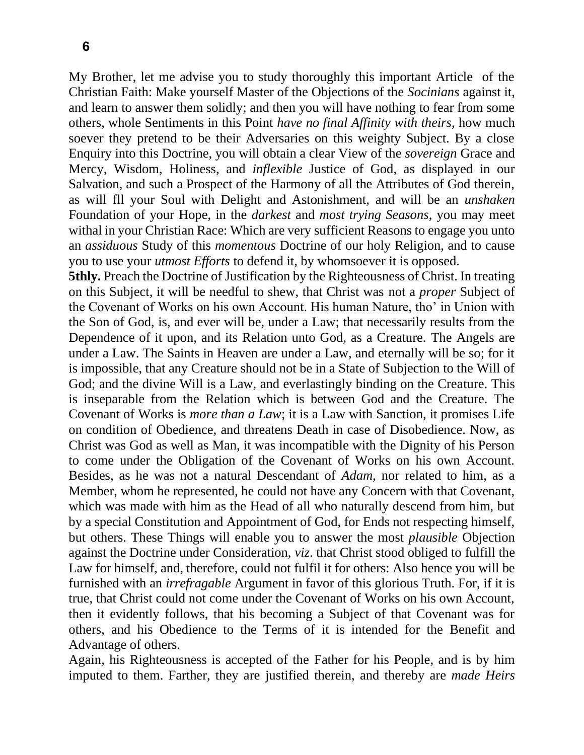My Brother, let me advise you to study thoroughly this important Article of the Christian Faith: Make yourself Master of the Objections of the *Socinians* against it, and learn to answer them solidly; and then you will have nothing to fear from some others, whole Sentiments in this Point *have no final Affinity with theirs*, how much soever they pretend to be their Adversaries on this weighty Subject. By a close Enquiry into this Doctrine, you will obtain a clear View of the *sovereign* Grace and Mercy, Wisdom, Holiness, and *inflexible* Justice of God, as displayed in our Salvation, and such a Prospect of the Harmony of all the Attributes of God therein, as will fll your Soul with Delight and Astonishment, and will be an *unshaken* Foundation of your Hope, in the *darkest* and *most trying Seasons*, you may meet withal in your Christian Race: Which are very sufficient Reasons to engage you unto an *assiduous* Study of this *momentous* Doctrine of our holy Religion, and to cause you to use your *utmost Efforts* to defend it, by whomsoever it is opposed.

**5thly.** Preach the Doctrine of Justification by the Righteousness of Christ. In treating on this Subject, it will be needful to shew, that Christ was not a *proper* Subject of the Covenant of Works on his own Account. His human Nature, tho' in Union with the Son of God, is, and ever will be, under a Law; that necessarily results from the Dependence of it upon, and its Relation unto God, as a Creature. The Angels are under a Law. The Saints in Heaven are under a Law, and eternally will be so; for it is impossible, that any Creature should not be in a State of Subjection to the Will of God; and the divine Will is a Law, and everlastingly binding on the Creature. This is inseparable from the Relation which is between God and the Creature. The Covenant of Works is *more than a Law*; it is a Law with Sanction, it promises Life on condition of Obedience, and threatens Death in case of Disobedience. Now, as Christ was God as well as Man, it was incompatible with the Dignity of his Person to come under the Obligation of the Covenant of Works on his own Account. Besides, as he was not a natural Descendant of *Adam*, nor related to him, as a Member, whom he represented, he could not have any Concern with that Covenant, which was made with him as the Head of all who naturally descend from him, but by a special Constitution and Appointment of God, for Ends not respecting himself, but others. These Things will enable you to answer the most *plausible* Objection against the Doctrine under Consideration, *viz*. that Christ stood obliged to fulfill the Law for himself, and, therefore, could not fulfil it for others: Also hence you will be furnished with an *irrefragable* Argument in favor of this glorious Truth. For, if it is true, that Christ could not come under the Covenant of Works on his own Account, then it evidently follows, that his becoming a Subject of that Covenant was for others, and his Obedience to the Terms of it is intended for the Benefit and Advantage of others.

Again, his Righteousness is accepted of the Father for his People, and is by him imputed to them. Farther, they are justified therein, and thereby are *made Heirs*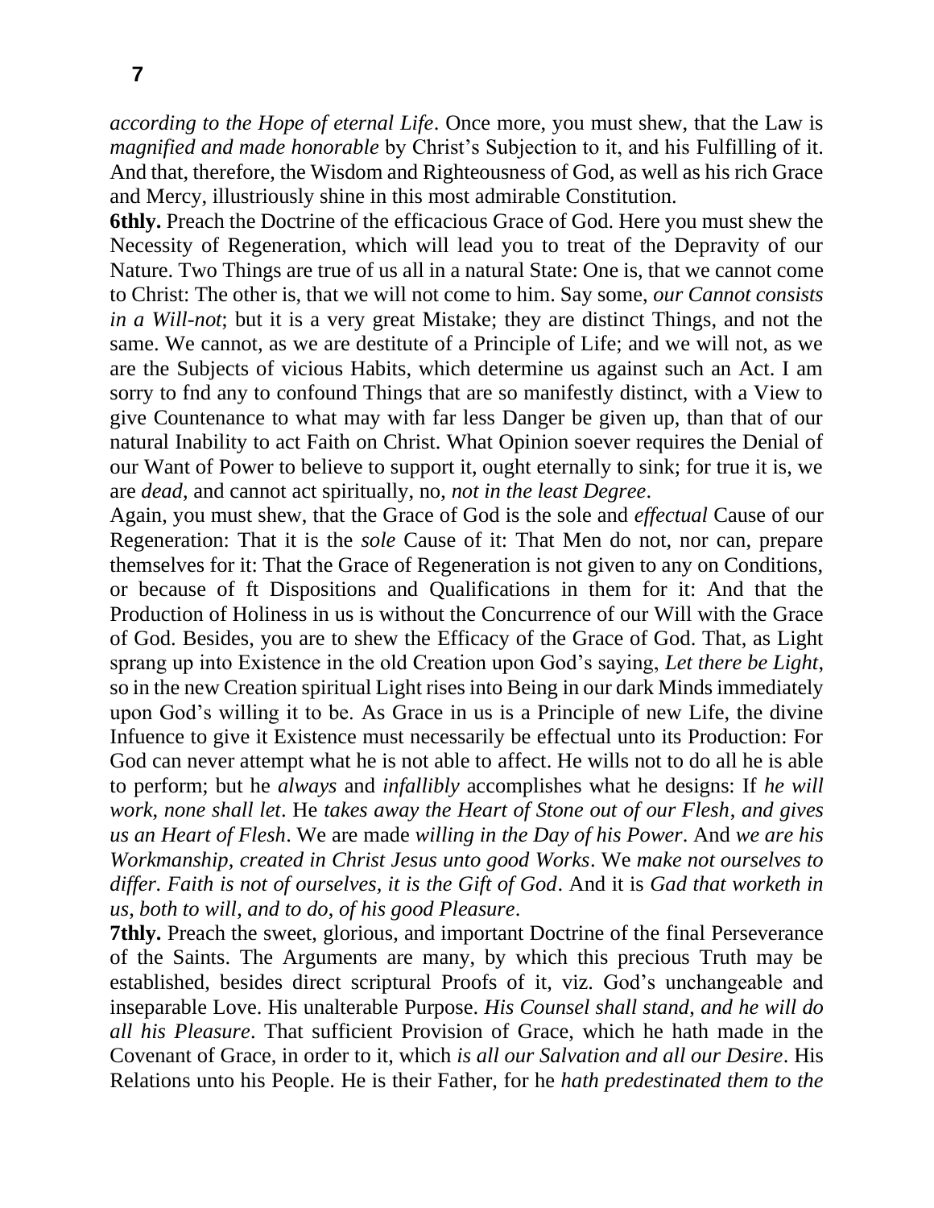*according to the Hope of eternal Life*. Once more, you must shew, that the Law is *magnified and made honorable* by Christ's Subjection to it, and his Fulfilling of it. And that, therefore, the Wisdom and Righteousness of God, as well as his rich Grace and Mercy, illustriously shine in this most admirable Constitution.

**6thly.** Preach the Doctrine of the efficacious Grace of God. Here you must shew the Necessity of Regeneration, which will lead you to treat of the Depravity of our Nature. Two Things are true of us all in a natural State: One is, that we cannot come to Christ: The other is, that we will not come to him. Say some, *our Cannot consists in a Will-not*; but it is a very great Mistake; they are distinct Things, and not the same. We cannot, as we are destitute of a Principle of Life; and we will not, as we are the Subjects of vicious Habits, which determine us against such an Act. I am sorry to fnd any to confound Things that are so manifestly distinct, with a View to give Countenance to what may with far less Danger be given up, than that of our natural Inability to act Faith on Christ. What Opinion soever requires the Denial of our Want of Power to believe to support it, ought eternally to sink; for true it is, we are *dead*, and cannot act spiritually, no, *not in the least Degree*.

Again, you must shew, that the Grace of God is the sole and *effectual* Cause of our Regeneration: That it is the *sole* Cause of it: That Men do not, nor can, prepare themselves for it: That the Grace of Regeneration is not given to any on Conditions, or because of ft Dispositions and Qualifications in them for it: And that the Production of Holiness in us is without the Concurrence of our Will with the Grace of God. Besides, you are to shew the Efficacy of the Grace of God. That, as Light sprang up into Existence in the old Creation upon God's saying, *Let there be Light*, so in the new Creation spiritual Light rises into Being in our dark Minds immediately upon God's willing it to be. As Grace in us is a Principle of new Life, the divine Infuence to give it Existence must necessarily be effectual unto its Production: For God can never attempt what he is not able to affect. He wills not to do all he is able to perform; but he *always* and *infallibly* accomplishes what he designs: If *he will work*, *none shall let*. He *takes away the Heart of Stone out of our Flesh*, *and gives us an Heart of Flesh*. We are made *willing in the Day of his Power*. And *we are his Workmanship*, *created in Christ Jesus unto good Works*. We *make not ourselves to differ*. *Faith is not of ourselves, it is the Gift of God*. And it is *Gad that worketh in us*, *both to will*, *and to do*, *of his good Pleasure*.

**7thly.** Preach the sweet, glorious, and important Doctrine of the final Perseverance of the Saints. The Arguments are many, by which this precious Truth may be established, besides direct scriptural Proofs of it, viz. God's unchangeable and inseparable Love. His unalterable Purpose. *His Counsel shall stand*, *and he will do all his Pleasure*. That sufficient Provision of Grace, which he hath made in the Covenant of Grace, in order to it, which *is all our Salvation and all our Desire*. His Relations unto his People. He is their Father, for he *hath predestinated them to the*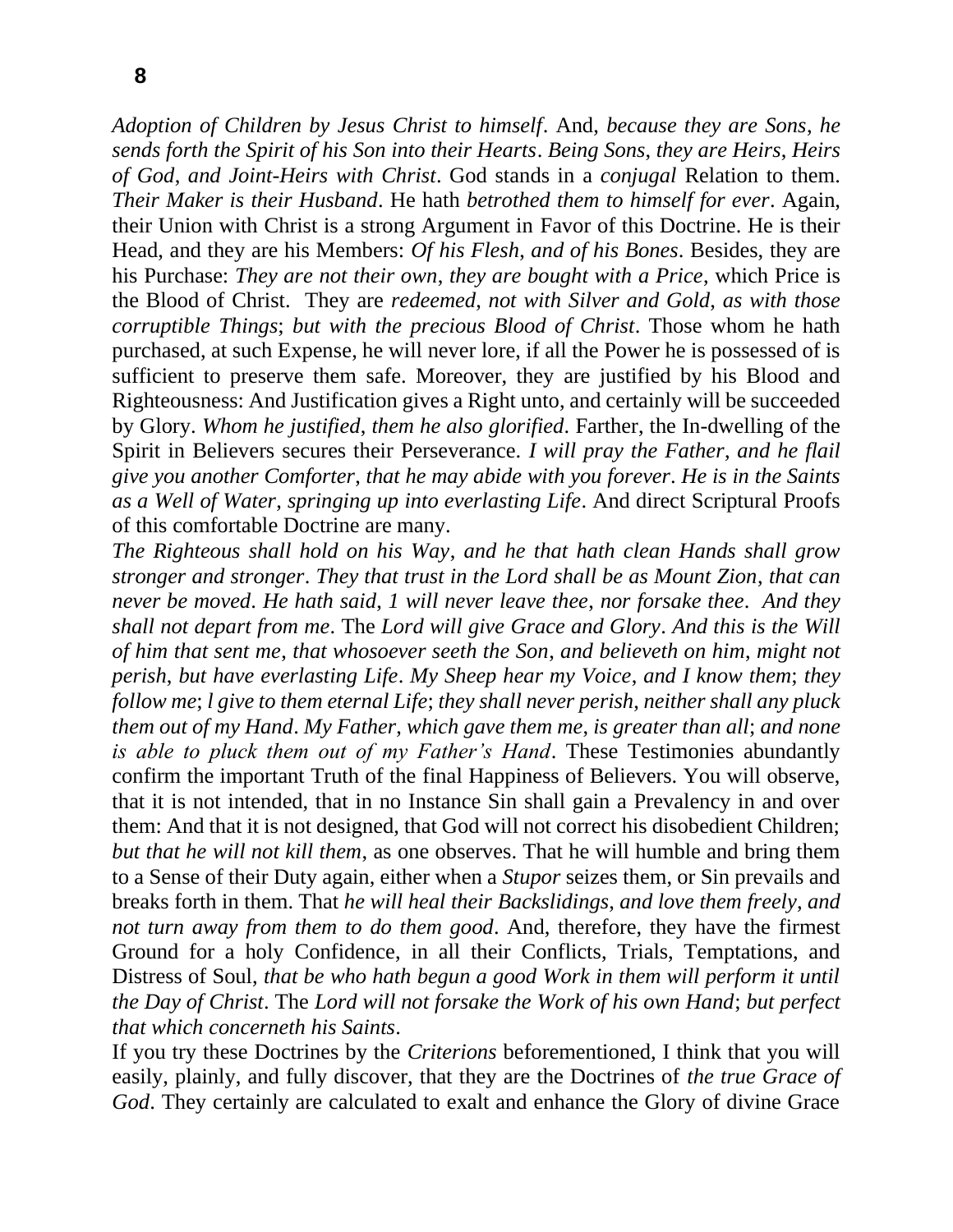*Adoption of Children by Jesus Christ to himself*. And, *because they are Sons*, *he sends forth the Spirit of his Son into their Hearts*. *Being Sons*, *they are Heirs*, *Heirs of God*, *and Joint-Heirs with Christ*. God stands in a *conjugal* Relation to them. *Their Maker is their Husband*. He hath *betrothed them to himself for ever*. Again, their Union with Christ is a strong Argument in Favor of this Doctrine. He is their Head, and they are his Members: *Of his Flesh*, *and of his Bones*. Besides, they are his Purchase: *They are not their own*, *they are bought with a Price*, which Price is the Blood of Christ. They are *redeemed, not with Silver and Gold, as with those corruptible Things*; *but with the precious Blood of Christ*. Those whom he hath purchased, at such Expense, he will never lore, if all the Power he is possessed of is sufficient to preserve them safe. Moreover, they are justified by his Blood and Righteousness: And Justification gives a Right unto, and certainly will be succeeded by Glory. *Whom he justified*, *them he also glorified*. Farther, the In-dwelling of the Spirit in Believers secures their Perseverance. *I will pray the Father*, *and he flail give you another Comforter*, *that he may abide with you forever*. *He is in the Saints as a Well of Water*, *springing up into everlasting Life*. And direct Scriptural Proofs of this comfortable Doctrine are many.

*The Righteous shall hold on his Way*, *and he that hath clean Hands shall grow stronger and stronger*. *They that trust in the Lord shall be as Mount Zion*, *that can never be moved*. *He hath said*, *1 will never leave thee*, *nor forsake thee*. *And they shall not depart from me*. The *Lord will give Grace and Glory*. *And this is the Will of him that sent me, that whosoever seeth the Son*, *and believeth on him*, *might not perish, but have everlasting Life*. *My Sheep hear my Voice*, *and I know them*; *they follow me*; *l give to them eternal Life*; *they shall never perish*, *neither shall any pluck them out of my Hand*. *My Father*, *which gave them me*, *is greater than all*; *and none is able to pluck them out of my Father's Hand*. These Testimonies abundantly confirm the important Truth of the final Happiness of Believers. You will observe, that it is not intended, that in no Instance Sin shall gain a Prevalency in and over them: And that it is not designed, that God will not correct his disobedient Children; *but that he will not kill them*, as one observes. That he will humble and bring them to a Sense of their Duty again, either when a *Stupor* seizes them, or Sin prevails and breaks forth in them. That *he will heal their Backslidings, and love them freely*, *and not turn away from them to do them good*. And, therefore, they have the firmest Ground for a holy Confidence, in all their Conflicts, Trials, Temptations, and Distress of Soul, *that be who hath begun a good Work in them will perform it until the Day of Christ*. The *Lord will not forsake the Work of his own Hand*; *but perfect that which concerneth his Saints*.

If you try these Doctrines by the *Criterions* beforementioned, I think that you will easily, plainly, and fully discover, that they are the Doctrines of *the true Grace of God*. They certainly are calculated to exalt and enhance the Glory of divine Grace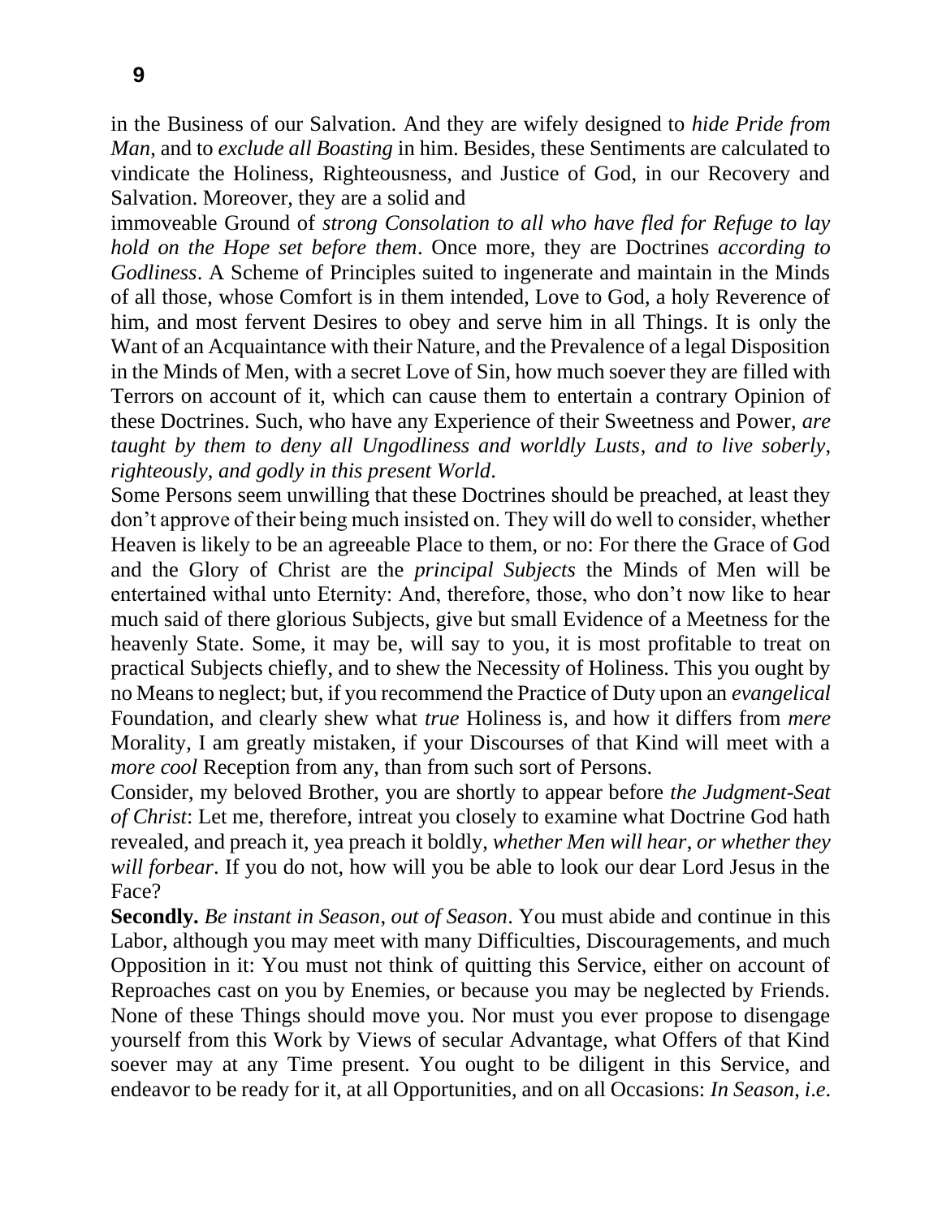in the Business of our Salvation. And they are wifely designed to *hide Pride from Man*, and to *exclude all Boasting* in him. Besides, these Sentiments are calculated to vindicate the Holiness, Righteousness, and Justice of God, in our Recovery and Salvation. Moreover, they are a solid and immoveable Ground of *strong Consolation to all who have fled for Refuge to lay hold on the Hope set before them*. Once more, they are Doctrines *according to Godliness*. A Scheme of Principles suited to ingenerate and maintain in the Minds of all those, whose Comfort is in them intended, Love to God, a holy Reverence of him, and most fervent Desires to obey and serve him in all Things. It is only the Want of an Acquaintance with their Nature, and the Prevalence of a legal Disposition in the Minds of Men, with a secret Love of Sin, how much soever they are filled with Terrors on account of it, which can cause them to entertain a contrary Opinion of these Doctrines. Such, who have any Experience of their Sweetness and Power, *are taught by them to deny all Ungodliness and worldly Lusts*, *and to live soberly*, *righteously*, *and godly in this present World*.

Some Persons seem unwilling that these Doctrines should be preached, at least they don't approve of their being much insisted on. They will do well to consider, whether Heaven is likely to be an agreeable Place to them, or no: For there the Grace of God and the Glory of Christ are the *principal Subjects* the Minds of Men will be entertained withal unto Eternity: And, therefore, those, who don't now like to hear much said of there glorious Subjects, give but small Evidence of a Meetness for the heavenly State. Some, it may be, will say to you, it is most profitable to treat on practical Subjects chiefly, and to shew the Necessity of Holiness. This you ought by no Means to neglect; but, if you recommend the Practice of Duty upon an *evangelical* Foundation, and clearly shew what *true* Holiness is, and how it differs from *mere* Morality, I am greatly mistaken, if your Discourses of that Kind will meet with a *more cool* Reception from any, than from such sort of Persons.

Consider, my beloved Brother, you are shortly to appear before *the Judgment-Seat of Christ*: Let me, therefore, intreat you closely to examine what Doctrine God hath revealed, and preach it, yea preach it boldly, *whether Men will hear*, *or whether they will forbear*. If you do not, how will you be able to look our dear Lord Jesus in the Face?

**Secondly.** *Be instant in Season*, *out of Season*. You must abide and continue in this Labor, although you may meet with many Difficulties, Discouragements, and much Opposition in it: You must not think of quitting this Service, either on account of Reproaches cast on you by Enemies, or because you may be neglected by Friends. None of these Things should move you. Nor must you ever propose to disengage yourself from this Work by Views of secular Advantage, what Offers of that Kind soever may at any Time present. You ought to be diligent in this Service, and endeavor to be ready for it, at all Opportunities, and on all Occasions: *In Season*, *i.e.*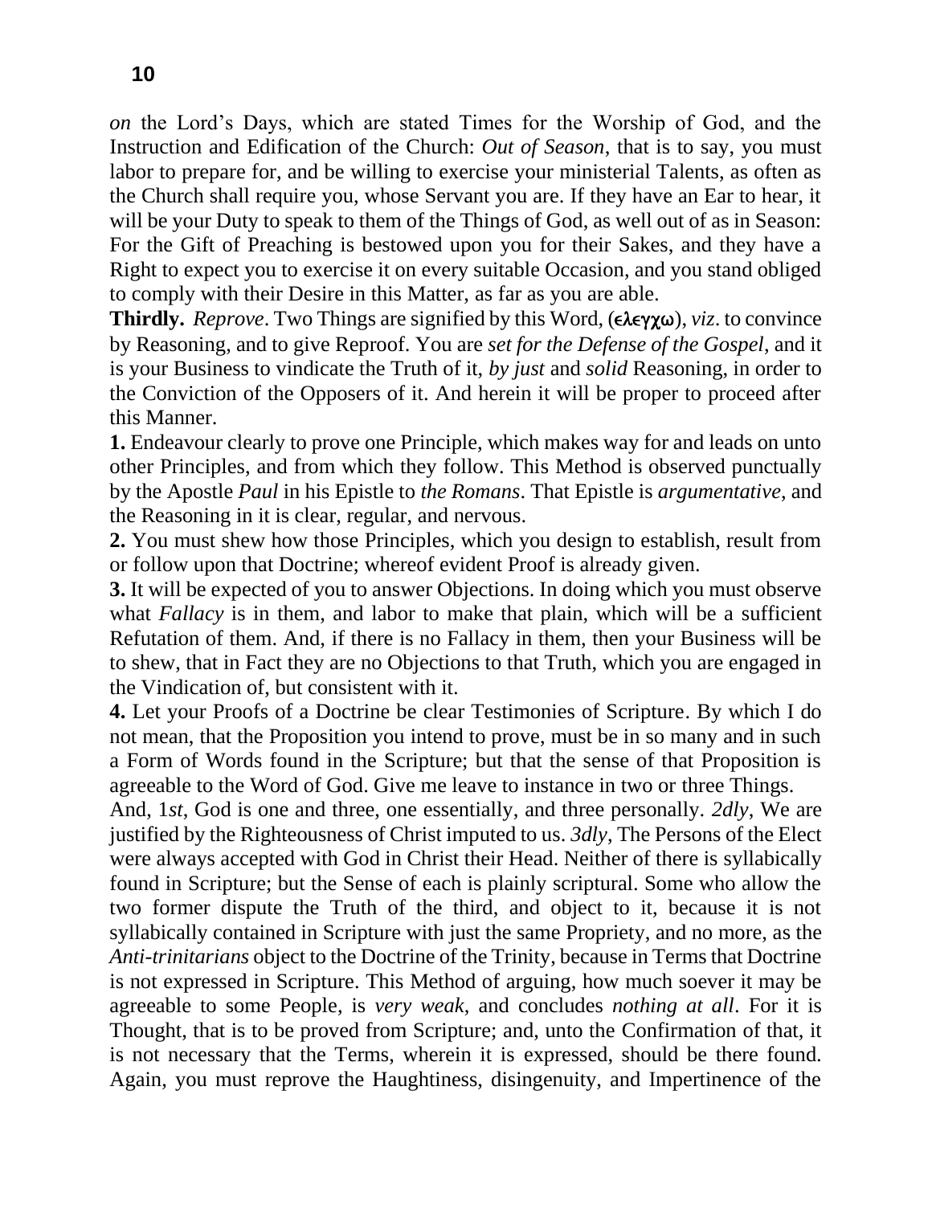*on* the Lord's Days, which are stated Times for the Worship of God, and the Instruction and Edification of the Church: *Out of Season*, that is to say, you must labor to prepare for, and be willing to exercise your ministerial Talents, as often as the Church shall require you, whose Servant you are. If they have an Ear to hear, it will be your Duty to speak to them of the Things of God, as well out of as in Season: For the Gift of Preaching is bestowed upon you for their Sakes, and they have a Right to expect you to exercise it on every suitable Occasion, and you stand obliged to comply with their Desire in this Matter, as far as you are able.

**Thirdly.** *Reprove*. Two Things are signified by this Word, (**ελεγχω**), *viz*. to convince by Reasoning, and to give Reproof. You are *set for the Defense of the Gospel*, and it is your Business to vindicate the Truth of it, *by just* and *solid* Reasoning, in order to the Conviction of the Opposers of it. And herein it will be proper to proceed after this Manner.

**1.** Endeavour clearly to prove one Principle, which makes way for and leads on unto other Principles, and from which they follow. This Method is observed punctually by the Apostle *Paul* in his Epistle to *the Romans*. That Epistle is *argumentative,* and the Reasoning in it is clear, regular, and nervous.

**2.** You must shew how those Principles, which you design to establish, result from or follow upon that Doctrine; whereof evident Proof is already given.

**3.** It will be expected of you to answer Objections. In doing which you must observe what *Fallacy* is in them, and labor to make that plain, which will be a sufficient Refutation of them. And, if there is no Fallacy in them, then your Business will be to shew, that in Fact they are no Objections to that Truth, which you are engaged in the Vindication of, but consistent with it.

**4.** Let your Proofs of a Doctrine be clear Testimonies of Scripture. By which I do not mean, that the Proposition you intend to prove, must be in so many and in such a Form of Words found in the Scripture; but that the sense of that Proposition is agreeable to the Word of God. Give me leave to instance in two or three Things.

And, 1*st*, God is one and three, one essentially, and three personally. *2dly*, We are justified by the Righteousness of Christ imputed to us. *3dly*, The Persons of the Elect were always accepted with God in Christ their Head. Neither of there is syllabically found in Scripture; but the Sense of each is plainly scriptural. Some who allow the two former dispute the Truth of the third, and object to it, because it is not syllabically contained in Scripture with just the same Propriety, and no more, as the *Anti-trinitarians* object to the Doctrine of the Trinity, because in Terms that Doctrine is not expressed in Scripture. This Method of arguing, how much soever it may be agreeable to some People, is *very weak*, and concludes *nothing at all*. For it is Thought, that is to be proved from Scripture; and, unto the Confirmation of that, it is not necessary that the Terms, wherein it is expressed, should be there found. Again, you must reprove the Haughtiness, disingenuity, and Impertinence of the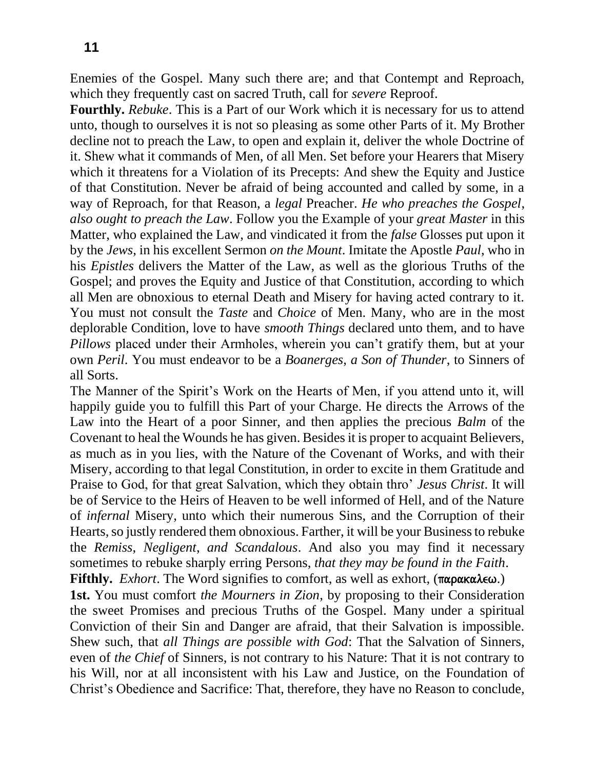Enemies of the Gospel. Many such there are; and that Contempt and Reproach, which they frequently cast on sacred Truth, call for *severe* Reproof.

**Fourthly.** *Rebuke*. This is a Part of our Work which it is necessary for us to attend unto, though to ourselves it is not so pleasing as some other Parts of it. My Brother decline not to preach the Law, to open and explain it, deliver the whole Doctrine of it. Shew what it commands of Men, of all Men. Set before your Hearers that Misery which it threatens for a Violation of its Precepts: And shew the Equity and Justice of that Constitution. Never be afraid of being accounted and called by some, in a way of Reproach, for that Reason, a *legal* Preacher. *He who preaches the Gospel, also ought to preach the Law*. Follow you the Example of your *great Master* in this Matter, who explained the Law, and vindicated it from the *false* Glosses put upon it by the *Jews*, in his excellent Sermon *on the Mount*. Imitate the Apostle *Paul*, who in his *Epistles* delivers the Matter of the Law, as well as the glorious Truths of the Gospel; and proves the Equity and Justice of that Constitution, according to which all Men are obnoxious to eternal Death and Misery for having acted contrary to it. You must not consult the *Taste* and *Choice* of Men. Many, who are in the most deplorable Condition, love to have *smooth Things* declared unto them, and to have *Pillows* placed under their Armholes, wherein you can't gratify them, but at your own *Peril*. You must endeavor to be a *Boanerges, a Son of Thunder*, to Sinners of all Sorts.

The Manner of the Spirit's Work on the Hearts of Men, if you attend unto it, will happily guide you to fulfill this Part of your Charge. He directs the Arrows of the Law into the Heart of a poor Sinner, and then applies the precious *Balm* of the Covenant to heal the Wounds he has given. Besides it is proper to acquaint Believers, as much as in you lies, with the Nature of the Covenant of Works, and with their Misery, according to that legal Constitution, in order to excite in them Gratitude and Praise to God, for that great Salvation, which they obtain thro' *Jesus Christ*. It will be of Service to the Heirs of Heaven to be well informed of Hell, and of the Nature of *infernal* Misery, unto which their numerous Sins, and the Corruption of their Hearts, so justly rendered them obnoxious. Farther, it will be your Business to rebuke the *Remiss, Negligent, and Scandalous*. And also you may find it necessary sometimes to rebuke sharply erring Persons, *that they may be found in the Faith*.

**Fifthly.** *Exhort*. The Word signifies to comfort, as well as exhort, (παρακαλεω.)

**1st.** You must comfort *the Mourners in Zion*, by proposing to their Consideration the sweet Promises and precious Truths of the Gospel. Many under a spiritual Conviction of their Sin and Danger are afraid, that their Salvation is impossible. Shew such, that *all Things are possible with God*: That the Salvation of Sinners, even of *the Chief* of Sinners, is not contrary to his Nature: That it is not contrary to his Will, nor at all inconsistent with his Law and Justice, on the Foundation of Christ's Obedience and Sacrifice: That, therefore, they have no Reason to conclude,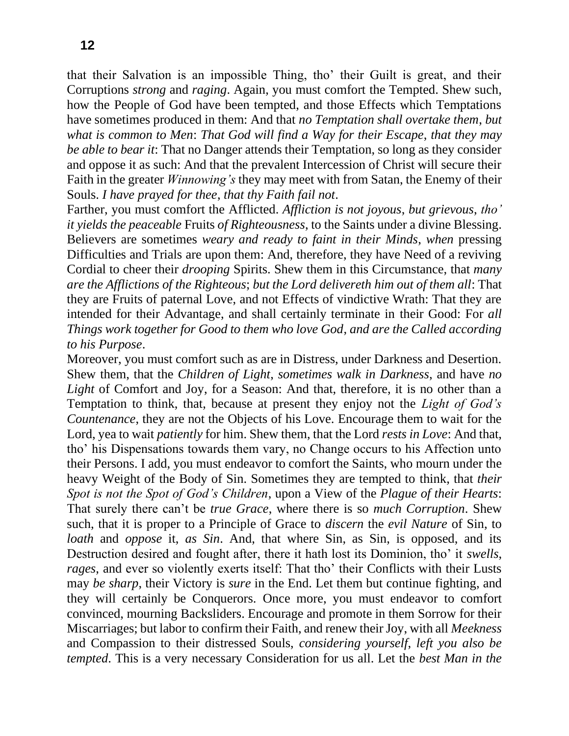that their Salvation is an impossible Thing, tho' their Guilt is great, and their Corruptions *strong* and *raging*. Again, you must comfort the Tempted. Shew such, how the People of God have been tempted, and those Effects which Temptations have sometimes produced in them: And that *no Temptation shall overtake them, but what is common to Men*: *That God will find a Way for their Escape, that they may be able to bear it*: That no Danger attends their Temptation, so long as they consider and oppose it as such: And that the prevalent Intercession of Christ will secure their Faith in the greater *Winnowing's* they may meet with from Satan, the Enemy of their Souls. *I have prayed for thee, that thy Faith fail not*.

Farther, you must comfort the Afflicted. *Affliction is not joyous, but grievous, tho' it yields the peaceable* Fruits *of Righteousness*, to the Saints under a divine Blessing. Believers are sometimes *weary and ready to faint in their Minds, when* pressing Difficulties and Trials are upon them: And, therefore, they have Need of a reviving Cordial to cheer their *drooping* Spirits. Shew them in this Circumstance, that *many are the Afflictions of the Righteous*; *but the Lord delivereth him out of them all*: That they are Fruits of paternal Love, and not Effects of vindictive Wrath: That they are intended for their Advantage, and shall certainly terminate in their Good: For *all Things work together for Good to them who love God, and are the Called according to his Purpose*.

Moreover, you must comfort such as are in Distress, under Darkness and Desertion. Shew them, that the *Children of Light, sometimes walk in Darkness*, and have *no Light* of Comfort and Joy, for a Season: And that, therefore, it is no other than a Temptation to think, that, because at present they enjoy not the *Light of God's Countenance*, they are not the Objects of his Love. Encourage them to wait for the Lord, yea to wait *patiently* for him. Shew them, that the Lord *rests in Love*: And that, tho' his Dispensations towards them vary, no Change occurs to his Affection unto their Persons. I add, you must endeavor to comfort the Saints, who mourn under the heavy Weight of the Body of Sin. Sometimes they are tempted to think, that *their Spot is not the Spot of God's Children*, upon a View of the *Plague of their Hearts*: That surely there can't be *true Grace*, where there is so *much Corruption*. Shew such, that it is proper to a Principle of Grace to *discern* the *evil Nature* of Sin, to *loath* and *oppose* it, *as Sin*. And, that where Sin, as Sin, is opposed, and its Destruction desired and fought after, there it hath lost its Dominion, tho' it *swells, rages*, and ever so violently exerts itself: That tho' their Conflicts with their Lusts may *be sharp*, their Victory is *sure* in the End. Let them but continue fighting, and they will certainly be Conquerors. Once more, you must endeavor to comfort convinced, mourning Backsliders. Encourage and promote in them Sorrow for their Miscarriages; but labor to confirm their Faith, and renew their Joy, with all *Meekness* and Compassion to their distressed Souls, *considering yourself, left you also be tempted*. This is a very necessary Consideration for us all. Let the *best Man in the*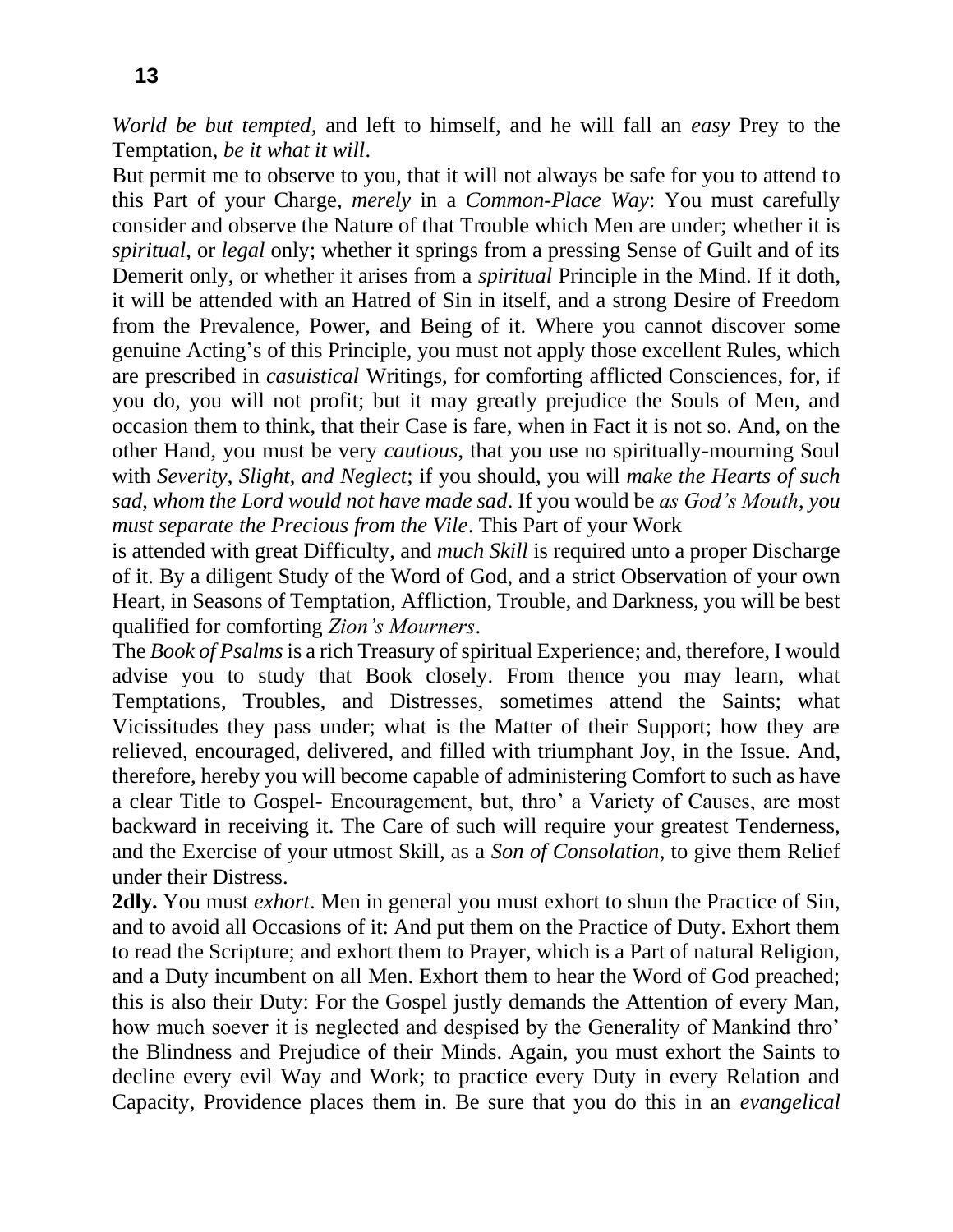*World be but tempted*, and left to himself, and he will fall an *easy* Prey to the Temptation, *be it what it will*.

But permit me to observe to you, that it will not always be safe for you to attend to this Part of your Charge, *merely* in a *Common-Place Way*: You must carefully consider and observe the Nature of that Trouble which Men are under; whether it is *spiritual*, or *legal* only; whether it springs from a pressing Sense of Guilt and of its Demerit only, or whether it arises from a *spiritual* Principle in the Mind. If it doth, it will be attended with an Hatred of Sin in itself, and a strong Desire of Freedom from the Prevalence, Power, and Being of it. Where you cannot discover some genuine Acting's of this Principle, you must not apply those excellent Rules, which are prescribed in *casuistical* Writings, for comforting afflicted Consciences, for, if you do, you will not profit; but it may greatly prejudice the Souls of Men, and occasion them to think, that their Case is fare, when in Fact it is not so. And, on the other Hand, you must be very *cautious*, that you use no spiritually-mourning Soul with *Severity*, *Slight*, *and Neglect*; if you should, you will *make the Hearts of such sad*, *whom the Lord would not have made sad*. If you would be *as God's Mouth*, *you must separate the Precious from the Vile*. This Part of your Work is attended with great Difficulty, and *much Skill* is required unto a proper Discharge of it. By a diligent Study of the Word of God, and a strict Observation of your own Heart, in Seasons of Temptation, Affliction, Trouble, and Darkness, you will be best qualified for comforting *Zion's Mourners*.

The *Book of Psalms* is a rich Treasury of spiritual Experience; and, therefore, I would advise you to study that Book closely. From thence you may learn, what Temptations, Troubles, and Distresses, sometimes attend the Saints; what Vicissitudes they pass under; what is the Matter of their Support; how they are relieved, encouraged, delivered, and filled with triumphant Joy, in the Issue. And, therefore, hereby you will become capable of administering Comfort to such as have a clear Title to Gospel- Encouragement, but, thro' a Variety of Causes, are most backward in receiving it. The Care of such will require your greatest Tenderness, and the Exercise of your utmost Skill, as a *Son of Consolation*, to give them Relief under their Distress.

**2dly.** You must *exhort*. Men in general you must exhort to shun the Practice of Sin, and to avoid all Occasions of it: And put them on the Practice of Duty. Exhort them to read the Scripture; and exhort them to Prayer, which is a Part of natural Religion, and a Duty incumbent on all Men. Exhort them to hear the Word of God preached; this is also their Duty: For the Gospel justly demands the Attention of every Man, how much soever it is neglected and despised by the Generality of Mankind thro' the Blindness and Prejudice of their Minds. Again, you must exhort the Saints to decline every evil Way and Work; to practice every Duty in every Relation and Capacity, Providence places them in. Be sure that you do this in an *evangelical*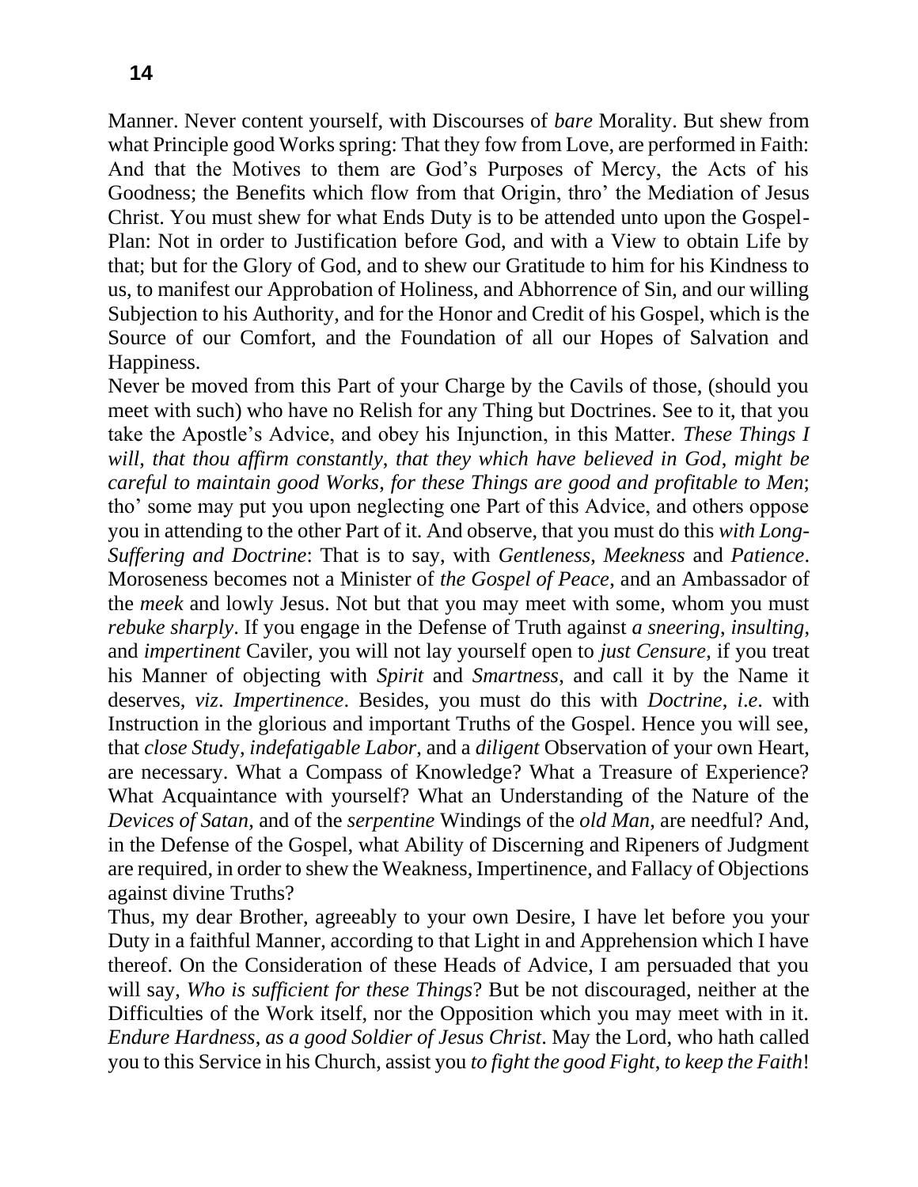Manner. Never content yourself, with Discourses of *bare* Morality. But shew from what Principle good Works spring: That they fow from Love, are performed in Faith: And that the Motives to them are God's Purposes of Mercy, the Acts of his Goodness; the Benefits which flow from that Origin, thro' the Mediation of Jesus Christ. You must shew for what Ends Duty is to be attended unto upon the Gospel-Plan: Not in order to Justification before God, and with a View to obtain Life by that; but for the Glory of God, and to shew our Gratitude to him for his Kindness to us, to manifest our Approbation of Holiness, and Abhorrence of Sin, and our willing Subjection to his Authority, and for the Honor and Credit of his Gospel, which is the Source of our Comfort, and the Foundation of all our Hopes of Salvation and Happiness.

Never be moved from this Part of your Charge by the Cavils of those, (should you meet with such) who have no Relish for any Thing but Doctrines. See to it, that you take the Apostle's Advice, and obey his Injunction, in this Matter. *These Things I will, that thou affirm constantly, that they which have believed in God, might be careful to maintain good Works, for these Things are good and profitable to Men*; tho' some may put you upon neglecting one Part of this Advice, and others oppose you in attending to the other Part of it. And observe, that you must do this *with Long-Suffering and Doctrine*: That is to say, with *Gentleness*, *Meekness* and *Patience*. Moroseness becomes not a Minister of *the Gospel of Peace*, and an Ambassador of the *meek* and lowly Jesus. Not but that you may meet with some, whom you must *rebuke sharply*. If you engage in the Defense of Truth against *a sneering*, *insulting*, and *impertinent* Caviler, you will not lay yourself open to *just Censure*, if you treat his Manner of objecting with *Spirit* and *Smartness*, and call it by the Name it deserves, *viz*. *Impertinence*. Besides, you must do this with *Doctrine*, *i.e*. with Instruction in the glorious and important Truths of the Gospel. Hence you will see, that *close Stud*y, *indefatigable Labor*, and a *diligent* Observation of your own Heart, are necessary. What a Compass of Knowledge? What a Treasure of Experience? What Acquaintance with yourself? What an Understanding of the Nature of the *Devices of Satan*, and of the *serpentine* Windings of the *old Man*, are needful? And, in the Defense of the Gospel, what Ability of Discerning and Ripeners of Judgment are required, in order to shew the Weakness, Impertinence, and Fallacy of Objections against divine Truths?

Thus, my dear Brother, agreeably to your own Desire, I have let before you your Duty in a faithful Manner, according to that Light in and Apprehension which I have thereof. On the Consideration of these Heads of Advice, I am persuaded that you will say, *Who is sufficient for these Things*? But be not discouraged, neither at the Difficulties of the Work itself, nor the Opposition which you may meet with in it. *Endure Hardness*, *as a good Soldier of Jesus Christ*. May the Lord, who hath called you to this Service in his Church, assist you *to fight the good Fight*, *to keep the Faith*!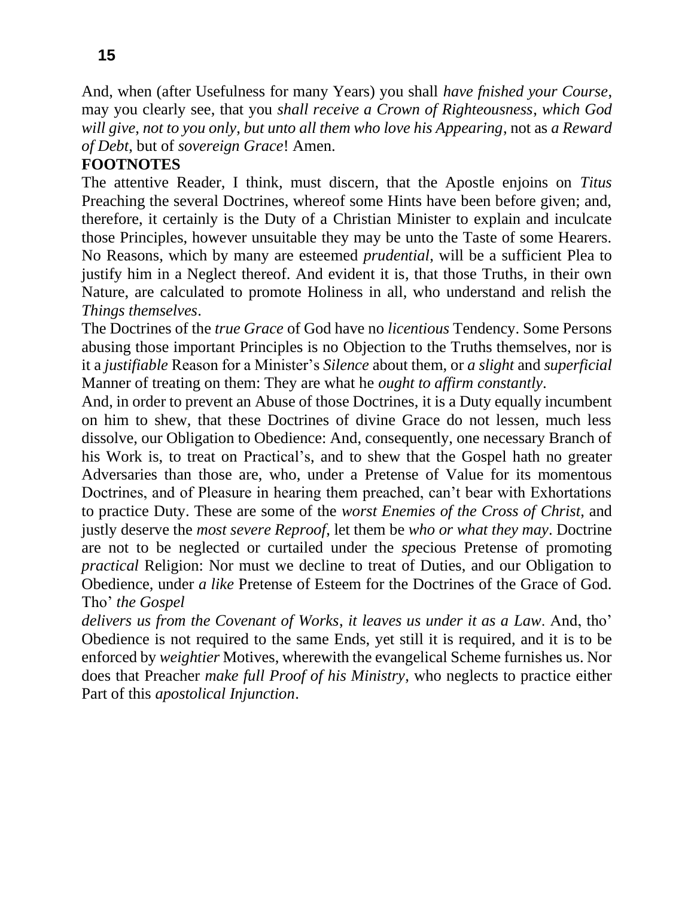And, when (after Usefulness for many Years) you shall *have fnished your Course*, may you clearly see, that you *shall receive a Crown of Righteousness*, *which God will give*, *not to you only*, *but unto all them who love his Appearing*, not as *a Reward of Debt*, but of *sovereign Grace*! Amen.

**FOOTNOTES**

The attentive Reader, I think, must discern, that the Apostle enjoins on *Titus* Preaching the several Doctrines, whereof some Hints have been before given; and, therefore, it certainly is the Duty of a Christian Minister to explain and inculcate those Principles, however unsuitable they may be unto the Taste of some Hearers. No Reasons, which by many are esteemed *prudential*, will be a sufficient Plea to justify him in a Neglect thereof. And evident it is, that those Truths, in their own Nature, are calculated to promote Holiness in all, who understand and relish the *Things themselves*.

The Doctrines of the *true Grace* of God have no *licentious* Tendency. Some Persons abusing those important Principles is no Objection to the Truths themselves, nor is it a *justifiable* Reason for a Minister's *Silence* about them, or *a slight* and *superficial* Manner of treating on them: They are what he *ought to affirm constantly*.

And, in order to prevent an Abuse of those Doctrines, it is a Duty equally incumbent on him to shew, that these Doctrines of divine Grace do not lessen, much less dissolve, our Obligation to Obedience: And, consequently, one necessary Branch of his Work is, to treat on Practical's, and to shew that the Gospel hath no greater Adversaries than those are, who, under a Pretense of Value for its momentous Doctrines, and of Pleasure in hearing them preached, can't bear with Exhortations to practice Duty. These are some of the *worst Enemies of the Cross of Christ*, and justly deserve the *most severe Reproof*, let them be *who or what they may*. Doctrine are not to be neglected or curtailed under the *sp*ecious Pretense of promoting *practical* Religion: Nor must we decline to treat of Duties, and our Obligation to Obedience, under *a like* Pretense of Esteem for the Doctrines of the Grace of God. Tho' *the Gospel delivers us from the Covenant of Works*, *it leaves us under it as a Law*. And, tho' Obedience is not required to the same Ends, yet still it is required, and it is to be enforced by *weightier* Motives, wherewith the evangelical Scheme furnishes us. Nor does that Preacher *make full Proof of his Ministry*, who neglects to practice either Part of this *apostolical Injunction*.